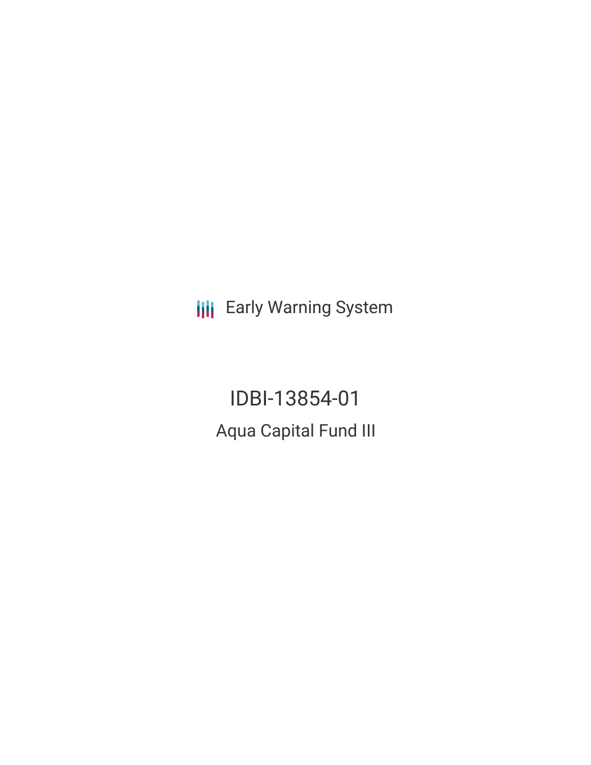Early Warning System

# IDBI-13854-01

## Aqua Capital Fund III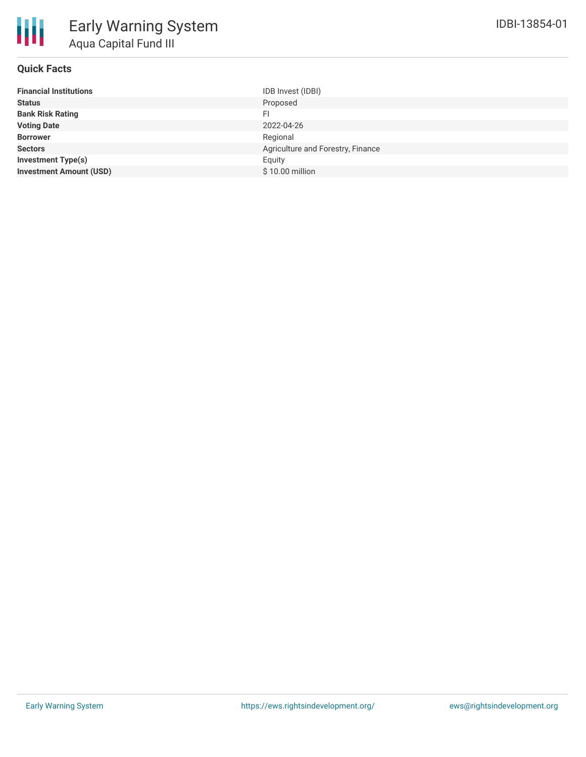# Early Warning System

## Aqua Capital Fund III

IDBI-13854-01

### Quick Facts

| | |
|---|---|
| **Financial Institutions** | IDB Invest (IDBI) |
| **Status** | Proposed |
| **Bank Risk Rating** | FI |
| **Voting Date** | 2022-04-26 |
| **Borrower** | Regional |
| **Sectors** | Agriculture and Forestry, Finance |
| **Investment Type(s)** | Equity |
| **Investment Amount (USD)** | $ 10.00 million |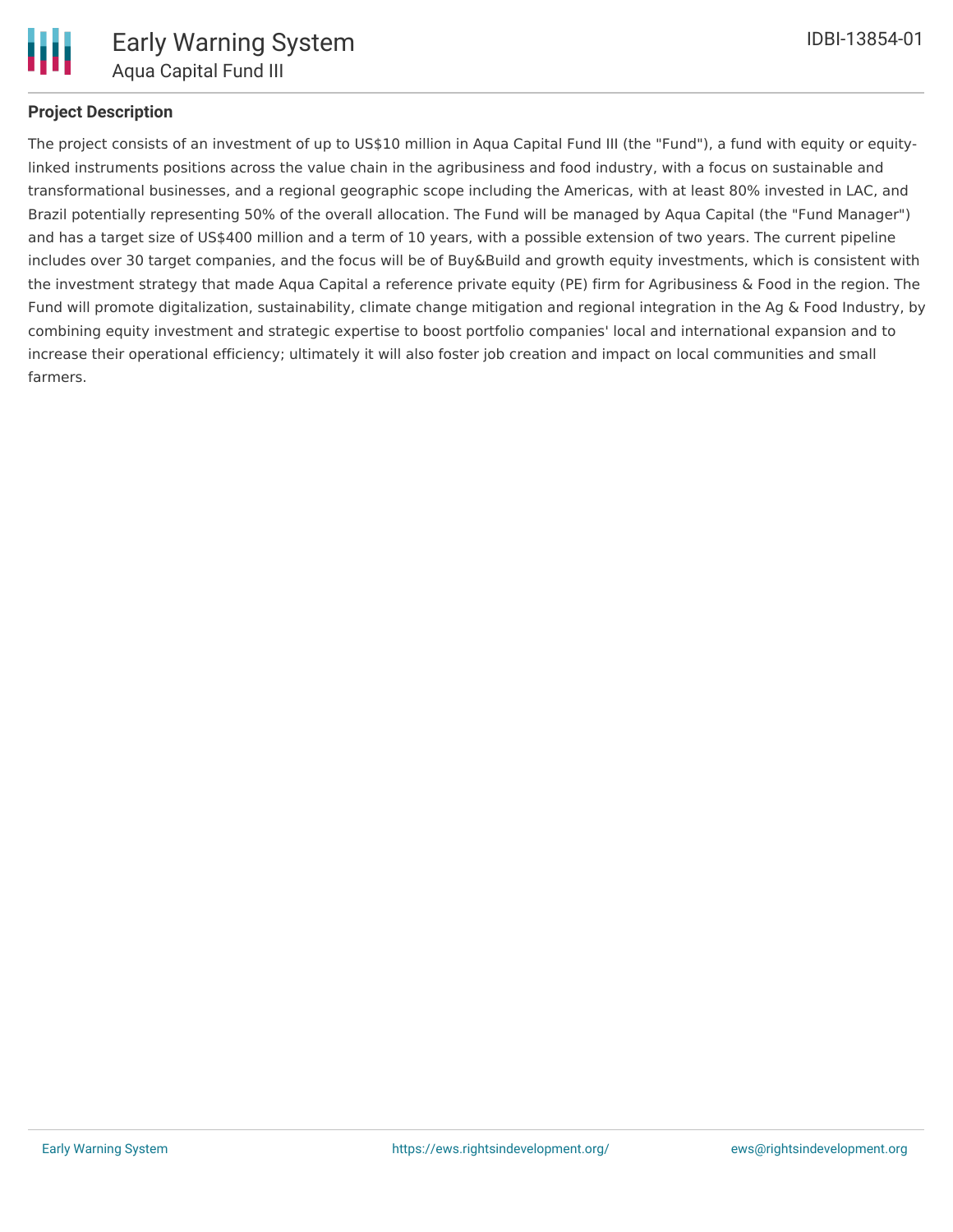## Project Description

The project consists of an investment of up to US$10 million in Aqua Capital Fund III (the "Fund"), a fund with equity or equity-linked instruments positions across the value chain in the agribusiness and food industry, with a focus on sustainable and transformational businesses, and a regional geographic scope including the Americas, with at least 80% invested in LAC, and Brazil potentially representing 50% of the overall allocation. The Fund will be managed by Aqua Capital (the "Fund Manager") and has a target size of US$400 million and a term of 10 years, with a possible extension of two years. The current pipeline includes over 30 target companies, and the focus will be of Buy&Build and growth equity investments, which is consistent with the investment strategy that made Aqua Capital a reference private equity (PE) firm for Agribusiness & Food in the region. The Fund will promote digitalization, sustainability, climate change mitigation and regional integration in the Ag & Food Industry, by combining equity investment and strategic expertise to boost portfolio companies' local and international expansion and to increase their operational efficiency; ultimately it will also foster job creation and impact on local communities and small farmers.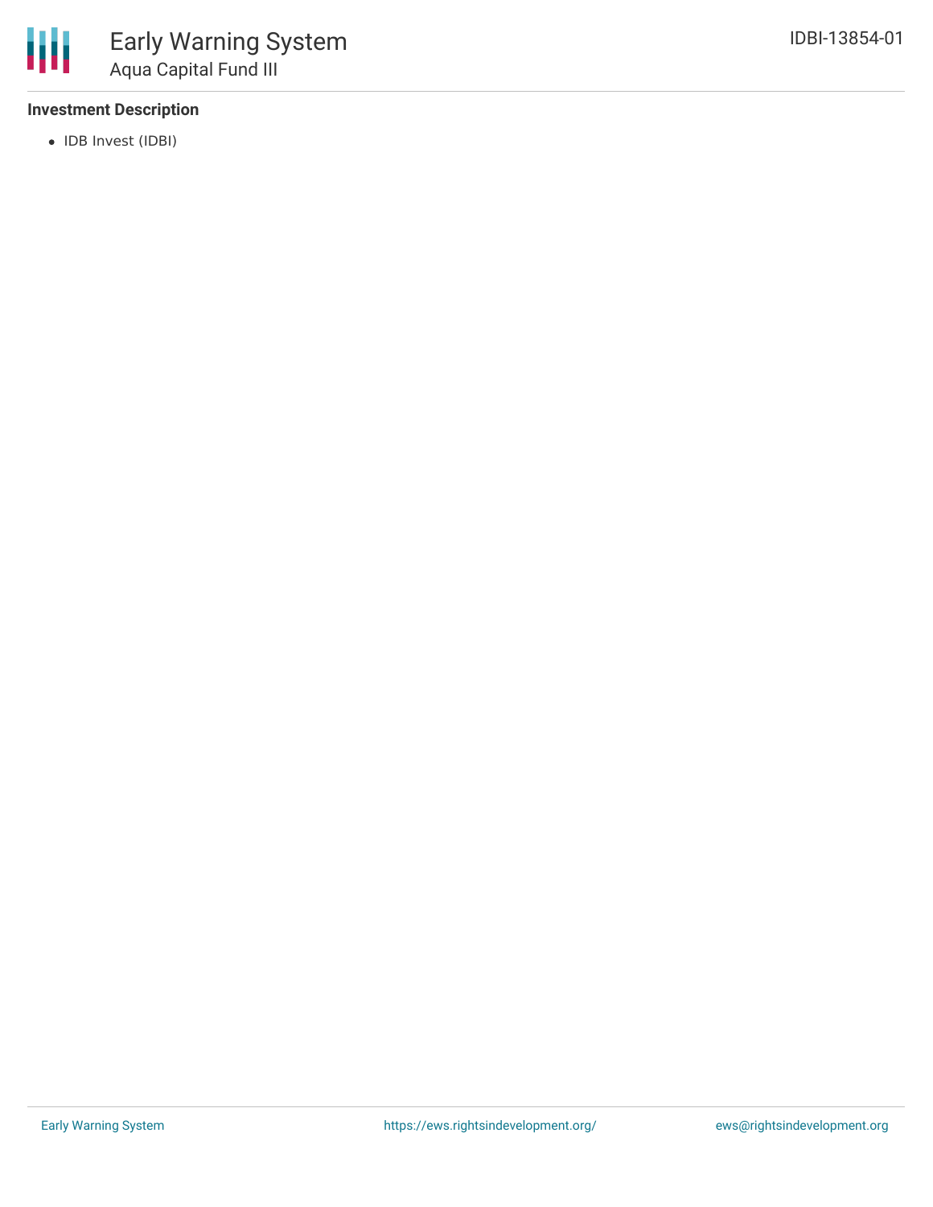### Investment Description

- IDB Invest (IDBI)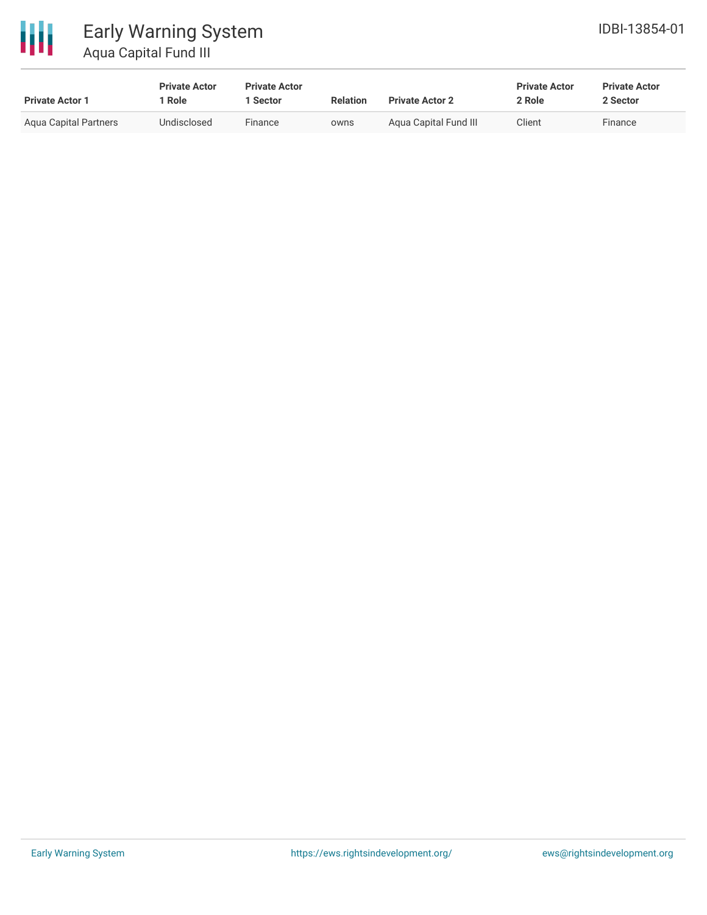| Private Actor 1 | Private Actor 1 Role | Private Actor 1 Sector | Relation | Private Actor 2 | Private Actor 2 Role | Private Actor 2 Sector |
|---|---|---|---|---|---|---|
| Aqua Capital Partners | Undisclosed | Finance | owns | Aqua Capital Fund III | Client | Finance |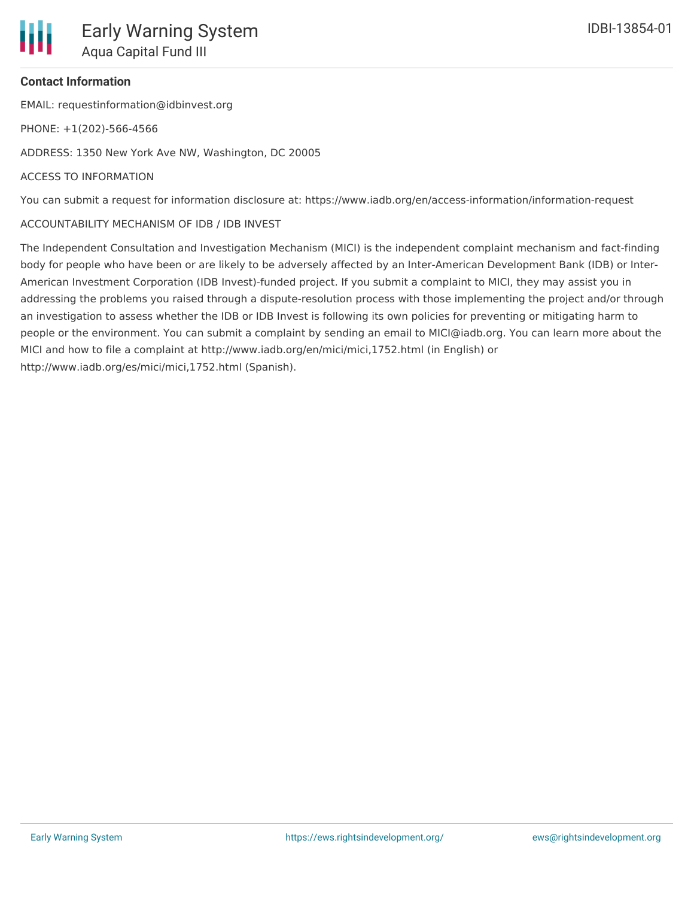**Contact Information**

EMAIL: requestinformation@idbinvest.org

PHONE: +1(202)-566-4566

ADDRESS: 1350 New York Ave NW, Washington, DC 20005

ACCESS TO INFORMATION

You can submit a request for information disclosure at: https://www.iadb.org/en/access-information/information-request

ACCOUNTABILITY MECHANISM OF IDB / IDB INVEST

The Independent Consultation and Investigation Mechanism (MICI) is the independent complaint mechanism and fact-finding body for people who have been or are likely to be adversely affected by an Inter-American Development Bank (IDB) or Inter-American Investment Corporation (IDB Invest)-funded project. If you submit a complaint to MICI, they may assist you in addressing the problems you raised through a dispute-resolution process with those implementing the project and/or through an investigation to assess whether the IDB or IDB Invest is following its own policies for preventing or mitigating harm to people or the environment. You can submit a complaint by sending an email to MICI@iadb.org. You can learn more about the MICI and how to file a complaint at http://www.iadb.org/en/mici/mici,1752.html (in English) or http://www.iadb.org/es/mici/mici,1752.html (Spanish).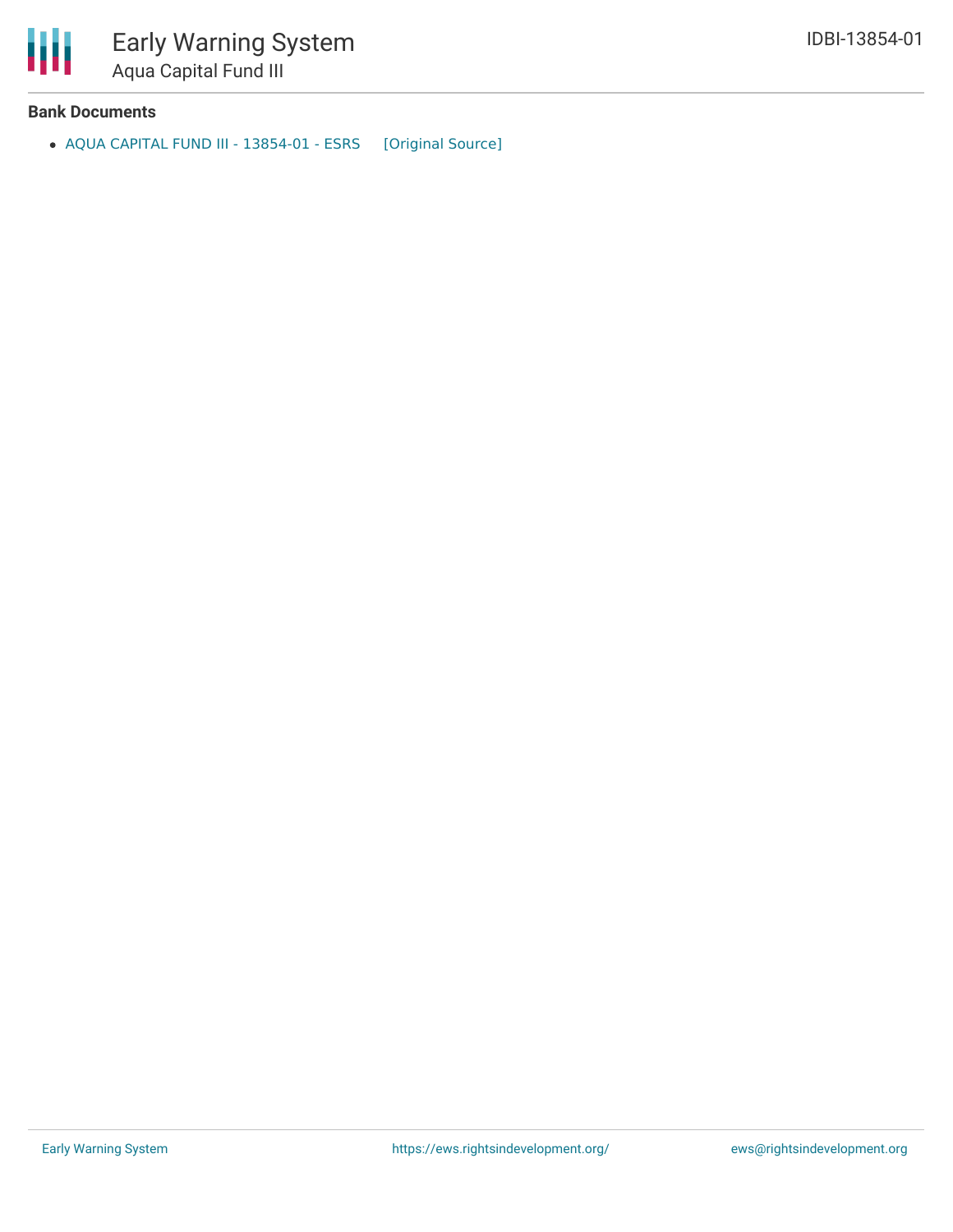**Bank Documents**

- AQUA CAPITAL FUND III - 13854-01 - ESRS [Original Source]